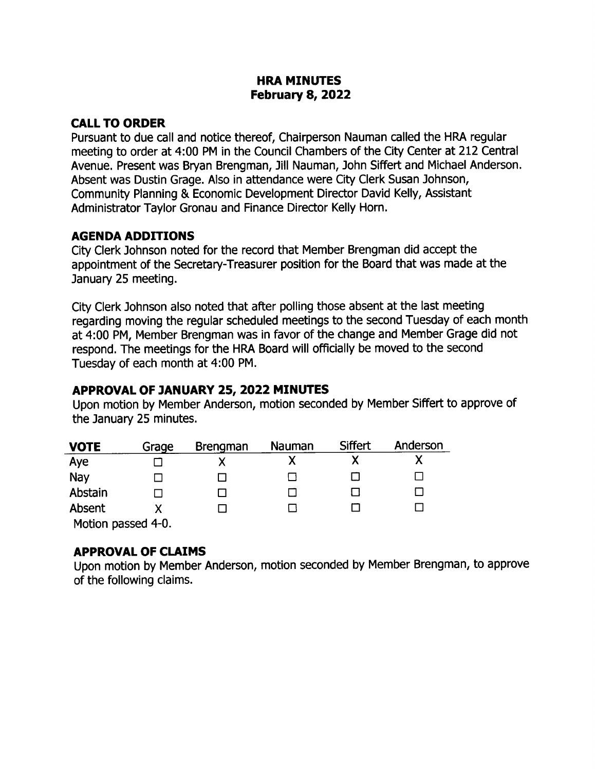# HRA MINUTES
## February 8, 2022

### CALL TO ORDER

Pursuant to due call and notice thereof, Chairperson Nauman called the HRA regular meeting to order at 4:00 PM in the Council Chambers of the City Center at 212 Central Avenue. Present was Bryan Brengman, Jill Nauman, John Siffert and Michael Anderson. Absent was Dustin Grage. Also in attendance were City Clerk Susan Johnson, Community Planning & Economic Development Director David Kelly, Assistant Administrator Taylor Gronau and Finance Director Kelly Horn.

### AGENDA ADDITIONS

City Clerk Johnson noted for the record that Member Brengman did accept the appointment of the Secretary-Treasurer position for the Board that was made at the January 25 meeting.

City Clerk Johnson also noted that after polling those absent at the last meeting regarding moving the regular scheduled meetings to the second Tuesday of each month at 4:00 PM, Member Brengman was in favor of the change and Member Grage did not respond. The meetings for the HRA Board will officially be moved to the second Tuesday of each month at 4:00 PM.

### APPROVAL OF JANUARY 25, 2022 MINUTES

Upon motion by Member Anderson, motion seconded by Member Siffert to approve of the January 25 minutes.

| VOTE | Grage | Brengman | Nauman | Siffert | Anderson |
|---|---|---|---|---|---|
| Aye | ☐ | X | X | X | X |
| Nay | ☐ | ☐ | ☐ | ☐ | ☐ |
| Abstain | ☐ | ☐ | ☐ | ☐ | ☐ |
| Absent | X | ☐ | ☐ | ☐ | ☐ |

Motion passed 4-0.

### APPROVAL OF CLAIMS

Upon motion by Member Anderson, motion seconded by Member Brengman, to approve of the following claims.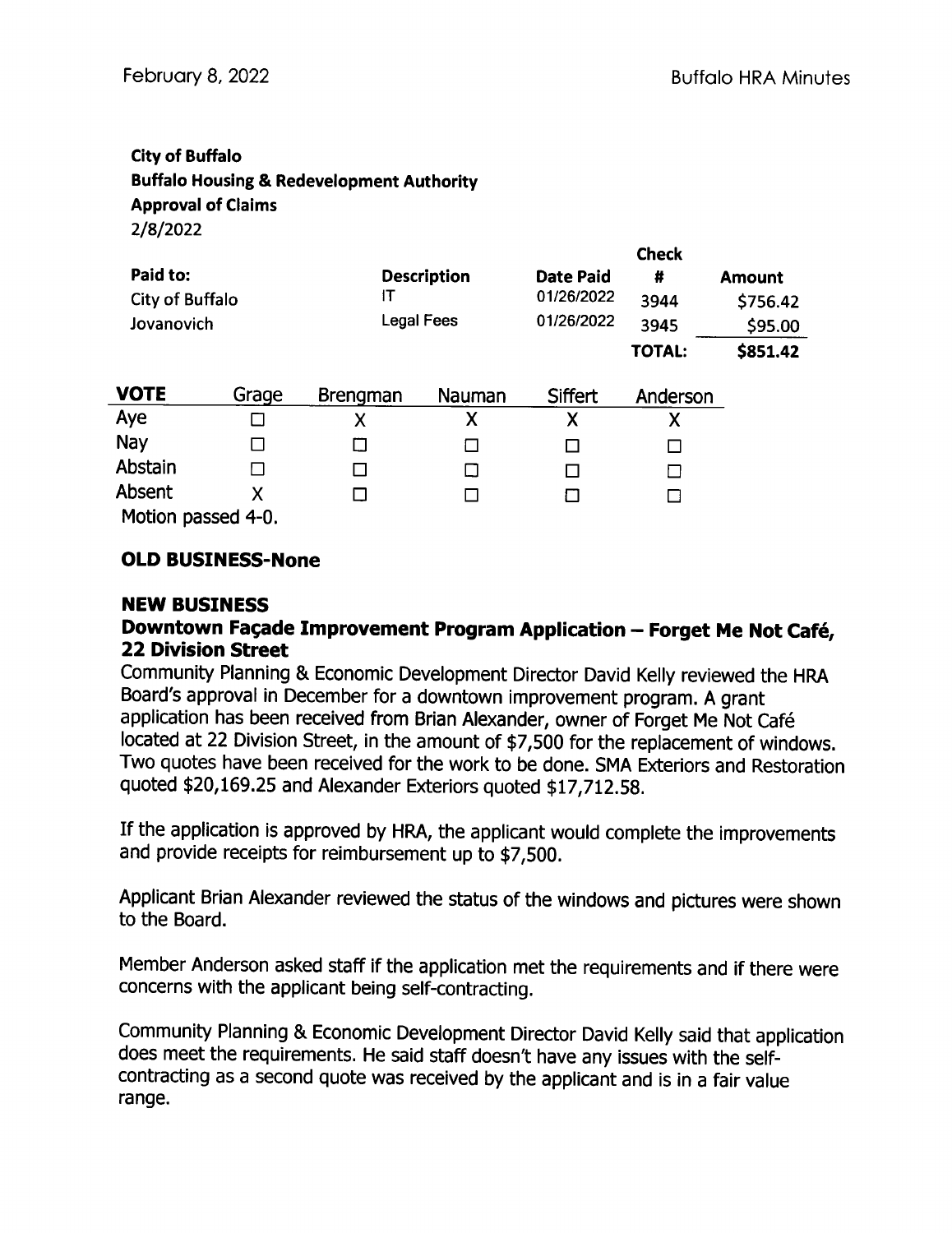**City of Buffalo**
**Buffalo Housing & Redevelopment Authority**
**Approval of Claims**
2/8/2022

| Paid to: | Description | Date Paid | Check # | Amount |
|---|---|---|---|---|
| City of Buffalo | IT | 01/26/2022 | 3944 | $756.42 |
| Jovanovich | Legal Fees | 01/26/2022 | 3945 | $95.00 |
| | | | **TOTAL:** | **$851.42** |

| VOTE | Grage | Brengman | Nauman | Siffert | Anderson |
|---|---|---|---|---|---|
| Aye | ☐ | X | X | X | X |
| Nay | ☐ | ☐ | ☐ | ☐ | ☐ |
| Abstain | ☐ | ☐ | ☐ | ☐ | ☐ |
| Absent | X | ☐ | ☐ | ☐ | ☐ |

Motion passed 4-0.

## OLD BUSINESS-None

## NEW BUSINESS

### Downtown Façade Improvement Program Application – Forget Me Not Café, 22 Division Street

Community Planning & Economic Development Director David Kelly reviewed the HRA Board's approval in December for a downtown improvement program. A grant application has been received from Brian Alexander, owner of Forget Me Not Café located at 22 Division Street, in the amount of $7,500 for the replacement of windows. Two quotes have been received for the work to be done. SMA Exteriors and Restoration quoted $20,169.25 and Alexander Exteriors quoted $17,712.58.

If the application is approved by HRA, the applicant would complete the improvements and provide receipts for reimbursement up to $7,500.

Applicant Brian Alexander reviewed the status of the windows and pictures were shown to the Board.

Member Anderson asked staff if the application met the requirements and if there were concerns with the applicant being self-contracting.

Community Planning & Economic Development Director David Kelly said that application does meet the requirements. He said staff doesn't have any issues with the self-contracting as a second quote was received by the applicant and is in a fair value range.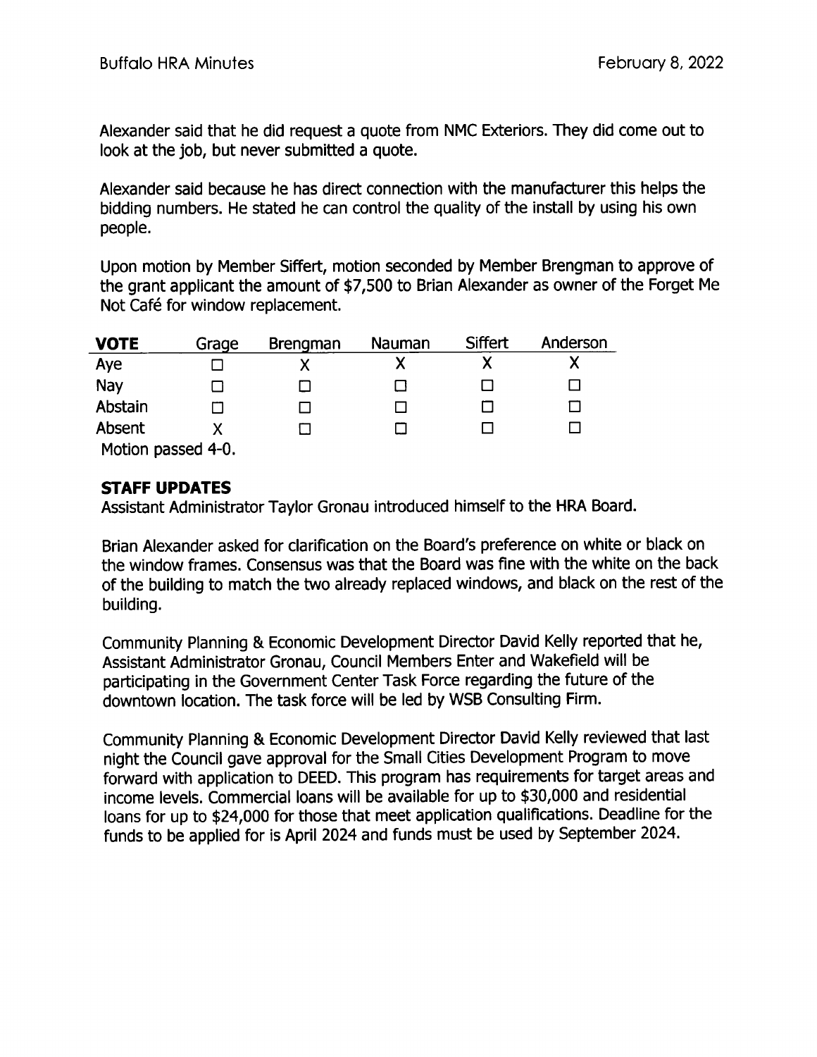Alexander said that he did request a quote from NMC Exteriors. They did come out to look at the job, but never submitted a quote.

Alexander said because he has direct connection with the manufacturer this helps the bidding numbers. He stated he can control the quality of the install by using his own people.

Upon motion by Member Siffert, motion seconded by Member Brengman to approve of the grant applicant the amount of $7,500 to Brian Alexander as owner of the Forget Me Not Café for window replacement.

| **VOTE** | Grage | Brengman | Nauman | Siffert | Anderson |
|---|---|---|---|---|---|
| Aye | ☐ | X | X | X | X |
| Nay | ☐ | ☐ | ☐ | ☐ | ☐ |
| Abstain | ☐ | ☐ | ☐ | ☐ | ☐ |
| Absent | X | ☐ | ☐ | ☐ | ☐ |

Motion passed 4-0.

## STAFF UPDATES

Assistant Administrator Taylor Gronau introduced himself to the HRA Board.

Brian Alexander asked for clarification on the Board's preference on white or black on the window frames. Consensus was that the Board was fine with the white on the back of the building to match the two already replaced windows, and black on the rest of the building.

Community Planning & Economic Development Director David Kelly reported that he, Assistant Administrator Gronau, Council Members Enter and Wakefield will be participating in the Government Center Task Force regarding the future of the downtown location. The task force will be led by WSB Consulting Firm.

Community Planning & Economic Development Director David Kelly reviewed that last night the Council gave approval for the Small Cities Development Program to move forward with application to DEED. This program has requirements for target areas and income levels. Commercial loans will be available for up to $30,000 and residential loans for up to $24,000 for those that meet application qualifications. Deadline for the funds to be applied for is April 2024 and funds must be used by September 2024.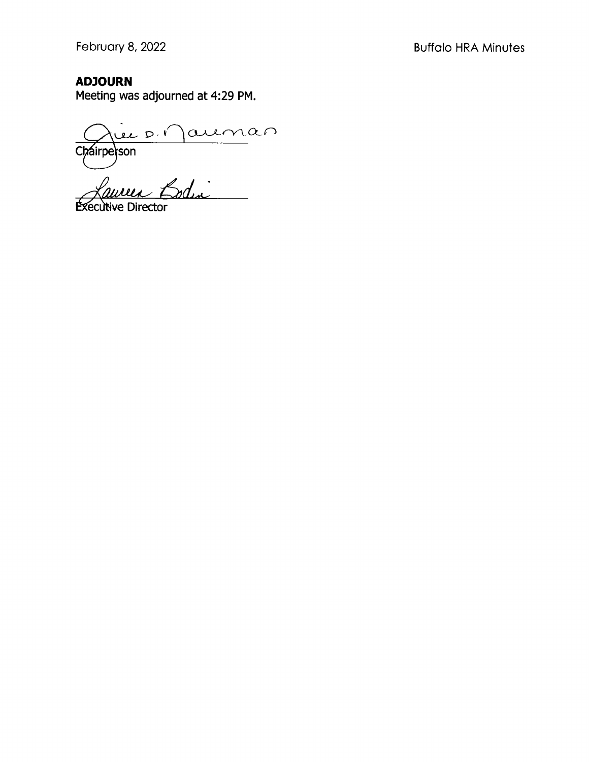**ADJOURN**

Meeting was adjourned at 4:29 PM.

Chairperson

Executive Director